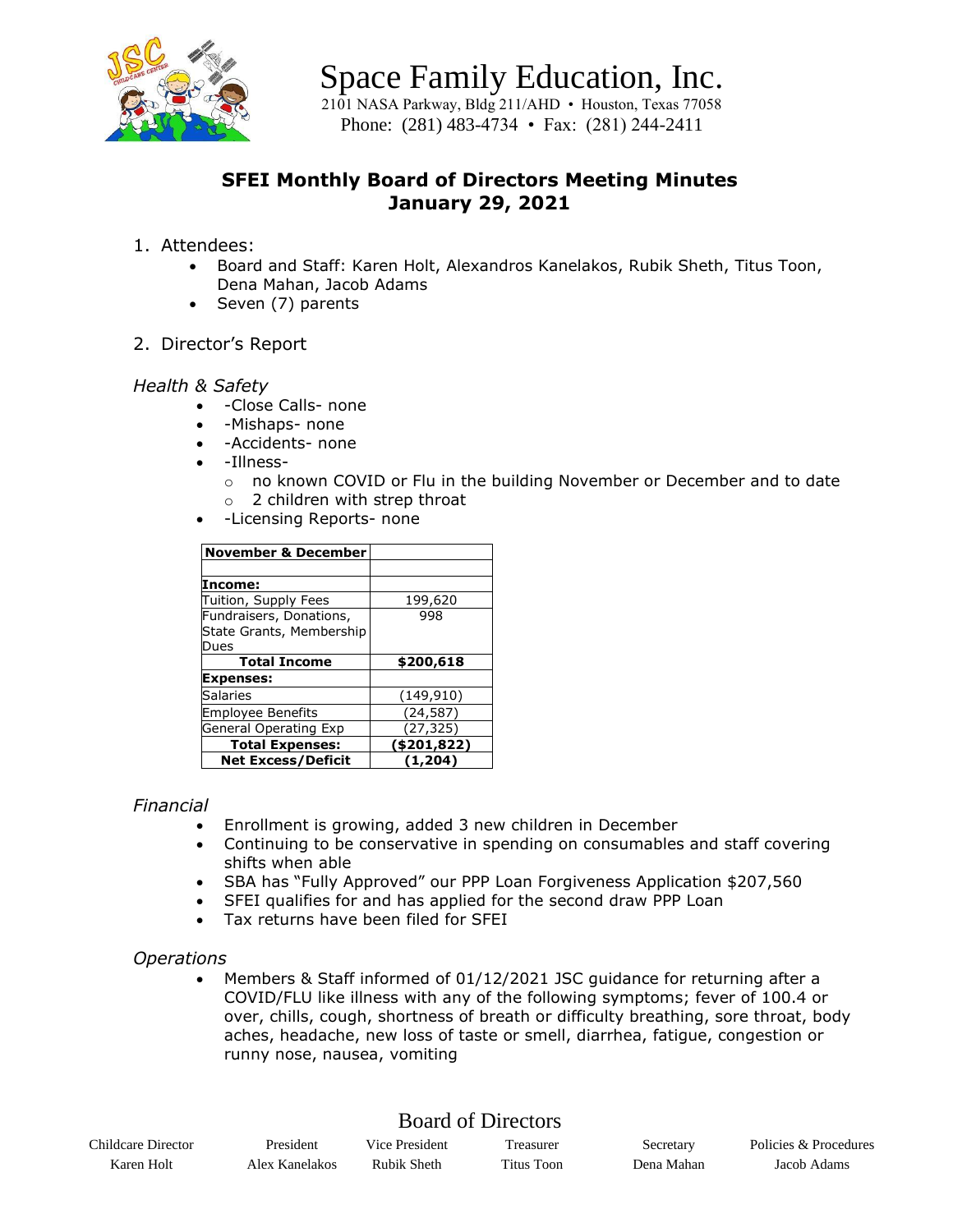# Space Family Education, Inc.

2101 NASA Parkway, Bldg 211/AHD • Houston, Texas 77058
Phone: (281) 483-4734 • Fax: (281) 244-2411

## SFEI Monthly Board of Directors Meeting Minutes
## January 29, 2021

1. Attendees:
   - Board and Staff: Karen Holt, Alexandros Kanelakos, Rubik Sheth, Titus Toon, Dena Mahan, Jacob Adams
   - Seven (7) parents

2. Director's Report

*Health & Safety*

- -Close Calls- none
- -Mishaps- none
- -Accidents- none
- -Illness-
  - no known COVID or Flu in the building November or December and to date
  - 2 children with strep throat
- -Licensing Reports- none

| November & December | |
|---|---|
| | |
| **Income:** | |
| Tuition, Supply Fees | 199,620 |
| Fundraisers, Donations, State Grants, Membership Dues | 998 |
| **Total Income** | **$200,618** |
| **Expenses:** | |
| Salaries | (149,910) |
| Employee Benefits | (24,587) |
| General Operating Exp | (27,325) |
| **Total Expenses:** | **($201,822)** |
| **Net Excess/Deficit** | **(1,204)** |

*Financial*

- Enrollment is growing, added 3 new children in December
- Continuing to be conservative in spending on consumables and staff covering shifts when able
- SBA has "Fully Approved" our PPP Loan Forgiveness Application $207,560
- SFEI qualifies for and has applied for the second draw PPP Loan
- Tax returns have been filed for SFEI

*Operations*

- Members & Staff informed of 01/12/2021 JSC guidance for returning after a COVID/FLU like illness with any of the following symptoms; fever of 100.4 or over, chills, cough, shortness of breath or difficulty breathing, sore throat, body aches, headache, new loss of taste or smell, diarrhea, fatigue, congestion or runny nose, nausea, vomiting

Board of Directors

| Childcare Director | President | Vice President | Treasurer | Secretary | Policies & Procedures |
|---|---|---|---|---|---|
| Karen Holt | Alex Kanelakos | Rubik Sheth | Titus Toon | Dena Mahan | Jacob Adams |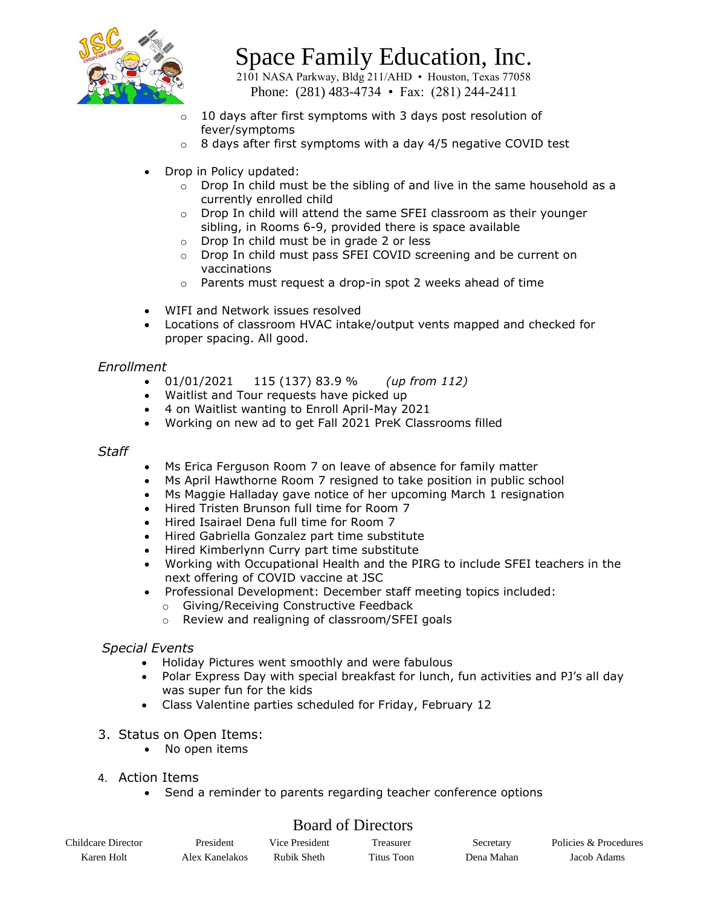- 10 days after first symptoms with 3 days post resolution of fever/symptoms
- 8 days after first symptoms with a day 4/5 negative COVID test

- Drop in Policy updated:
    - Drop In child must be the sibling of and live in the same household as a currently enrolled child
    - Drop In child will attend the same SFEI classroom as their younger sibling, in Rooms 6-9, provided there is space available
    - Drop In child must be in grade 2 or less
    - Drop In child must pass SFEI COVID screening and be current on vaccinations
    - Parents must request a drop-in spot 2 weeks ahead of time

- WIFI and Network issues resolved
- Locations of classroom HVAC intake/output vents mapped and checked for proper spacing. All good.

*Enrollment*

- 01/01/2021 115 (137) 83.9 % *(up from 112)*
- Waitlist and Tour requests have picked up
- 4 on Waitlist wanting to Enroll April-May 2021
- Working on new ad to get Fall 2021 PreK Classrooms filled

*Staff*

- Ms Erica Ferguson Room 7 on leave of absence for family matter
- Ms April Hawthorne Room 7 resigned to take position in public school
- Ms Maggie Halladay gave notice of her upcoming March 1 resignation
- Hired Tristen Brunson full time for Room 7
- Hired Isairael Dena full time for Room 7
- Hired Gabriella Gonzalez part time substitute
- Hired Kimberlynn Curry part time substitute
- Working with Occupational Health and the PIRG to include SFEI teachers in the next offering of COVID vaccine at JSC
- Professional Development: December staff meeting topics included:
    - Giving/Receiving Constructive Feedback
    - Review and realigning of classroom/SFEI goals

*Special Events*

- Holiday Pictures went smoothly and were fabulous
- Polar Express Day with special breakfast for lunch, fun activities and PJ's all day was super fun for the kids
- Class Valentine parties scheduled for Friday, February 12

3. Status on Open Items:
    - No open items

4. Action Items
    - Send a reminder to parents regarding teacher conference options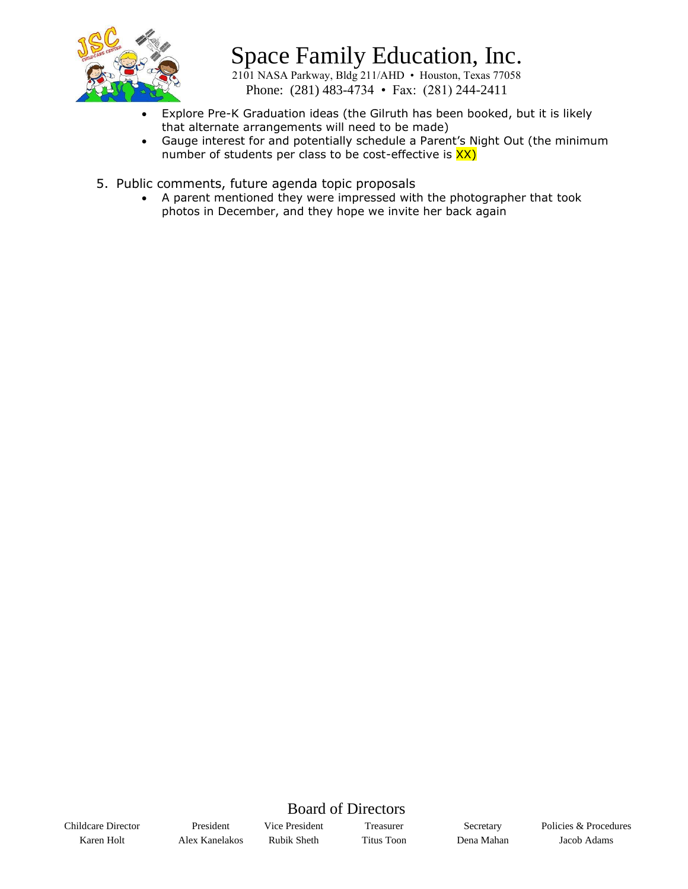- Explore Pre-K Graduation ideas (the Gilruth has been booked, but it is likely that alternate arrangements will need to be made)
- Gauge interest for and potentially schedule a Parent's Night Out (the minimum number of students per class to be cost-effective is XX)

5. Public comments, future agenda topic proposals
   - A parent mentioned they were impressed with the photographer that took photos in December, and they hope we invite her back again